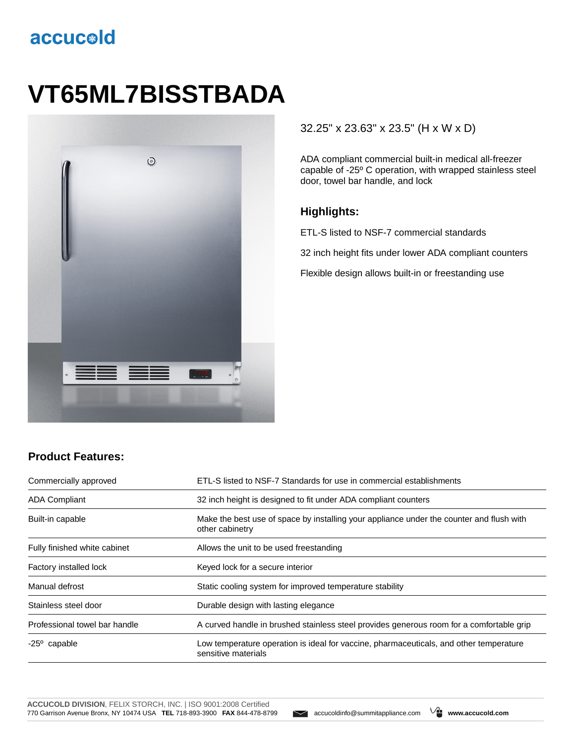accucold

# VT65ML7BISSTBADA

32.25" x 23.63" x 23.5" (H x W x D)

ADA compliant commercial built-in medical all-freezer capable of -25º C operation, with wrapped stainless steel door, towel bar handle, and lock

## Highlights:

ETL-S listed to NSF-7 commercial standards

32 inch height fits under lower ADA compliant counters

Flexible design allows built-in or freestanding use

## Product Features:

| | |
|---|---|
| Commercially approved | ETL-S listed to NSF-7 Standards for use in commercial establishments |
| ADA Compliant | 32 inch height is designed to fit under ADA compliant counters |
| Built-in capable | Make the best use of space by installing your appliance under the counter and flush with other cabinetry |
| Fully finished white cabinet | Allows the unit to be used freestanding |
| Factory installed lock | Keyed lock for a secure interior |
| Manual defrost | Static cooling system for improved temperature stability |
| Stainless steel door | Durable design with lasting elegance |
| Professional towel bar handle | A curved handle in brushed stainless steel provides generous room for a comfortable grip |
| -25º capable | Low temperature operation is ideal for vaccine, pharmaceuticals, and other temperature sensitive materials |

**ACCUCOLD DIVISION**, FELIX STORCH, INC. | ISO 9001:2008 Certified
770 Garrison Avenue Bronx, NY 10474 USA **TEL** 718-893-3900 **FAX** 844-478-8799 accucoldinfo@summitappliance.com **www.accucold.com**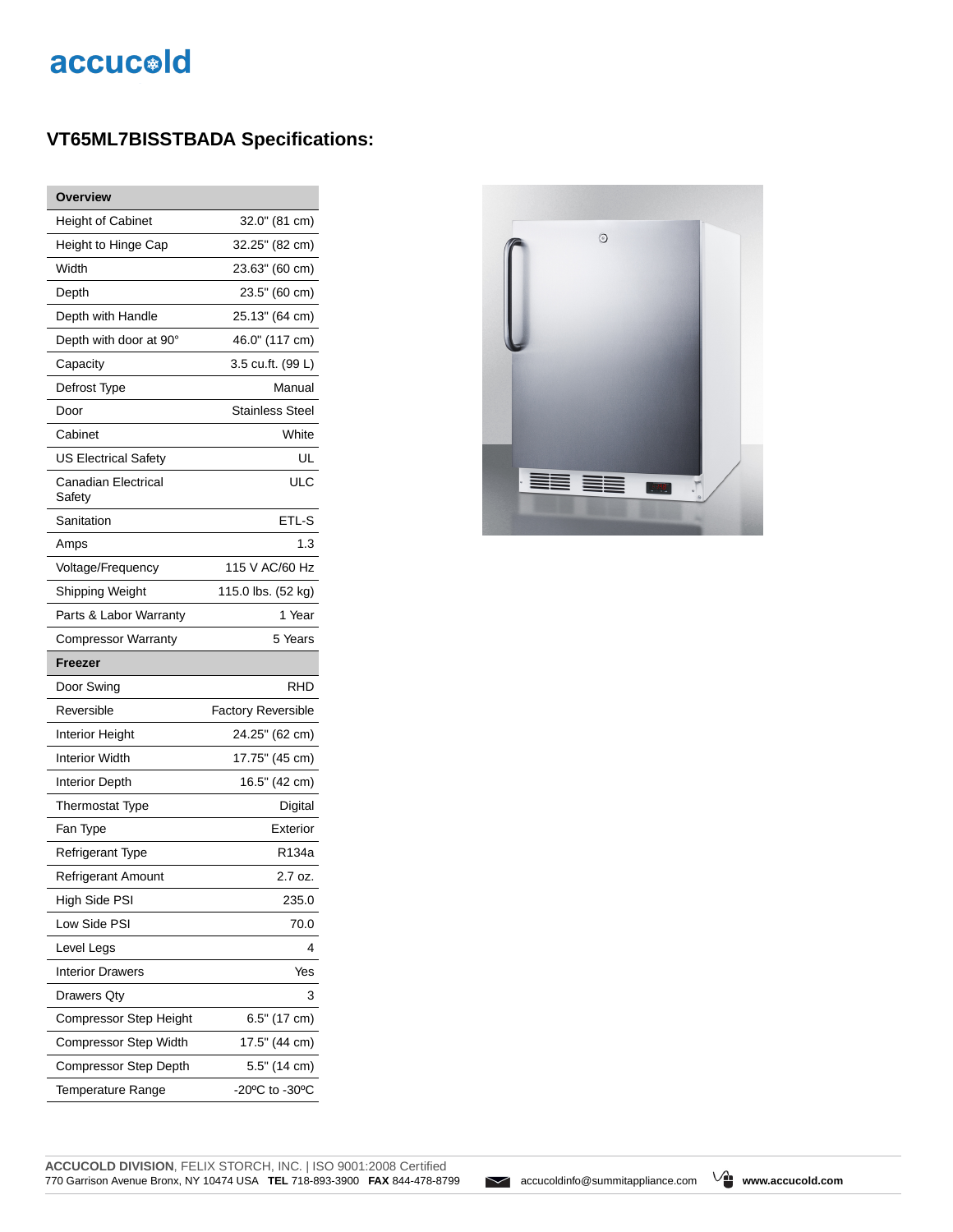accucold

## VT65ML7BISSTBADA Specifications:

| | |
|---|---|
| **Overview** | |
| Height of Cabinet | 32.0" (81 cm) |
| Height to Hinge Cap | 32.25" (82 cm) |
| Width | 23.63" (60 cm) |
| Depth | 23.5" (60 cm) |
| Depth with Handle | 25.13" (64 cm) |
| Depth with door at 90° | 46.0" (117 cm) |
| Capacity | 3.5 cu.ft. (99 L) |
| Defrost Type | Manual |
| Door | Stainless Steel |
| Cabinet | White |
| US Electrical Safety | UL |
| Canadian Electrical Safety | ULC |
| Sanitation | ETL-S |
| Amps | 1.3 |
| Voltage/Frequency | 115 V AC/60 Hz |
| Shipping Weight | 115.0 lbs. (52 kg) |
| Parts & Labor Warranty | 1 Year |
| Compressor Warranty | 5 Years |
| **Freezer** | |
| Door Swing | RHD |
| Reversible | Factory Reversible |
| Interior Height | 24.25" (62 cm) |
| Interior Width | 17.75" (45 cm) |
| Interior Depth | 16.5" (42 cm) |
| Thermostat Type | Digital |
| Fan Type | Exterior |
| Refrigerant Type | R134a |
| Refrigerant Amount | 2.7 oz. |
| High Side PSI | 235.0 |
| Low Side PSI | 70.0 |
| Level Legs | 4 |
| Interior Drawers | Yes |
| Drawers Qty | 3 |
| Compressor Step Height | 6.5" (17 cm) |
| Compressor Step Width | 17.5" (44 cm) |
| Compressor Step Depth | 5.5" (14 cm) |
| Temperature Range | -20ºC to -30ºC |

**ACCUCOLD DIVISION**, FELIX STORCH, INC. | ISO 9001:2008 Certified
770 Garrison Avenue Bronx, NY 10474 USA **TEL** 718-893-3900 **FAX** 844-478-8799 accucoldinfo@summitappliance.com **www.accucold.com**